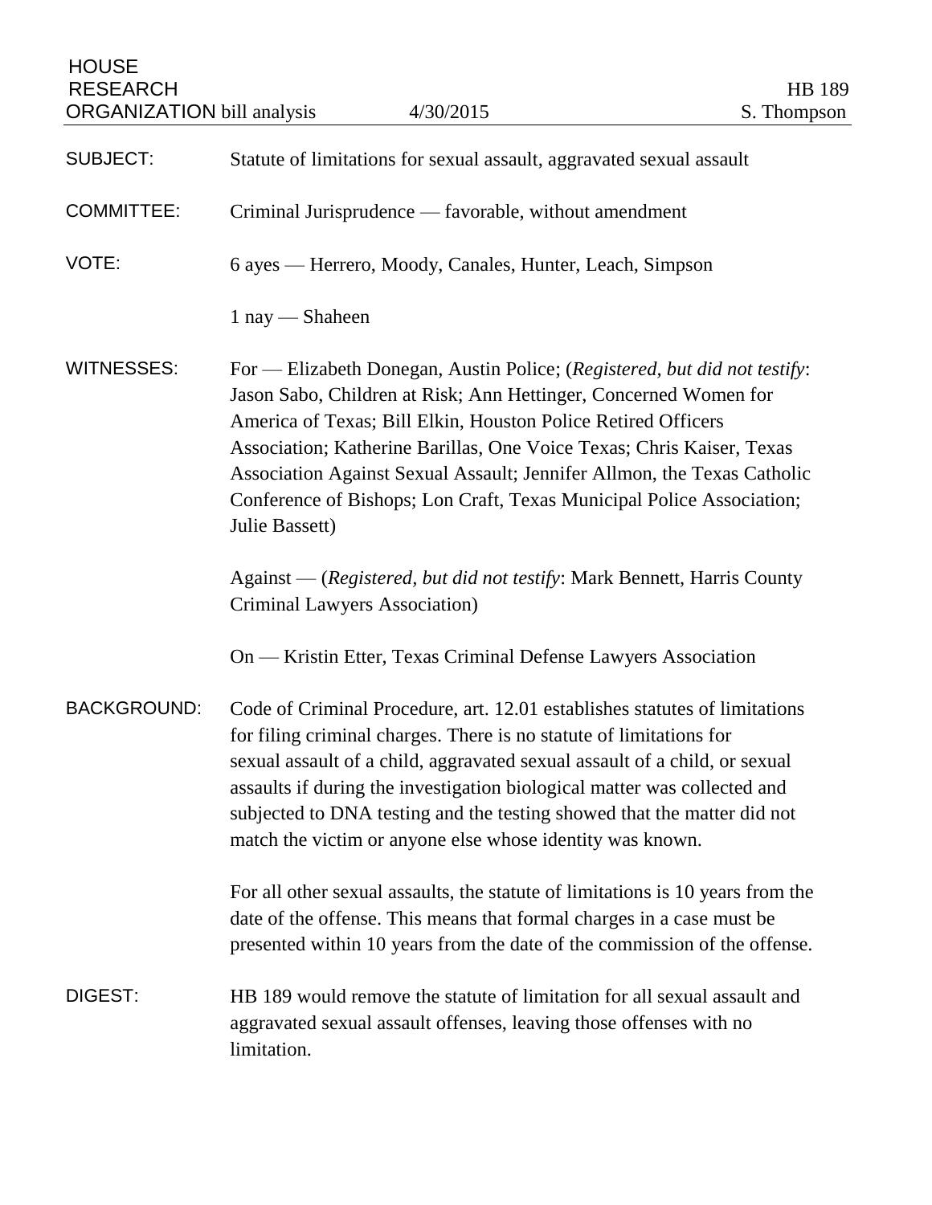HOUSE RESEARCH ORGANIZATION bill analysis 4/30/2015

HB 189
S. Thompson

**SUBJECT:** Statute of limitations for sexual assault, aggravated sexual assault

**COMMITTEE:** Criminal Jurisprudence — favorable, without amendment

**VOTE:** 6 ayes — Herrero, Moody, Canales, Hunter, Leach, Simpson

1 nay — Shaheen

**WITNESSES:** For — Elizabeth Donegan, Austin Police; (*Registered, but did not testify*: Jason Sabo, Children at Risk; Ann Hettinger, Concerned Women for America of Texas; Bill Elkin, Houston Police Retired Officers Association; Katherine Barillas, One Voice Texas; Chris Kaiser, Texas Association Against Sexual Assault; Jennifer Allmon, the Texas Catholic Conference of Bishops; Lon Craft, Texas Municipal Police Association; Julie Bassett)

Against — (*Registered, but did not testify*: Mark Bennett, Harris County Criminal Lawyers Association)

On — Kristin Etter, Texas Criminal Defense Lawyers Association

**BACKGROUND:** Code of Criminal Procedure, art. 12.01 establishes statutes of limitations for filing criminal charges. There is no statute of limitations for sexual assault of a child, aggravated sexual assault of a child, or sexual assaults if during the investigation biological matter was collected and subjected to DNA testing and the testing showed that the matter did not match the victim or anyone else whose identity was known.

For all other sexual assaults, the statute of limitations is 10 years from the date of the offense. This means that formal charges in a case must be presented within 10 years from the date of the commission of the offense.

**DIGEST:** HB 189 would remove the statute of limitation for all sexual assault and aggravated sexual assault offenses, leaving those offenses with no limitation.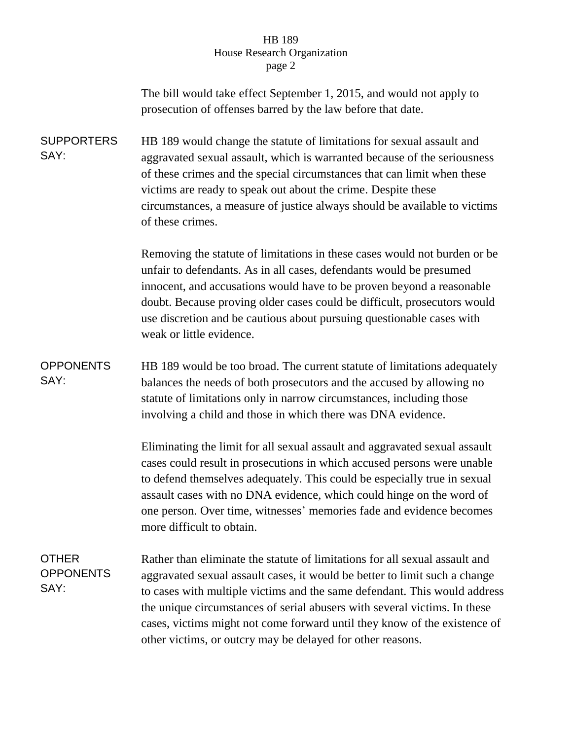The bill would take effect September 1, 2015, and would not apply to prosecution of offenses barred by the law before that date.

**SUPPORTERS SAY:**

HB 189 would change the statute of limitations for sexual assault and aggravated sexual assault, which is warranted because of the seriousness of these crimes and the special circumstances that can limit when these victims are ready to speak out about the crime. Despite these circumstances, a measure of justice always should be available to victims of these crimes.

Removing the statute of limitations in these cases would not burden or be unfair to defendants. As in all cases, defendants would be presumed innocent, and accusations would have to be proven beyond a reasonable doubt. Because proving older cases could be difficult, prosecutors would use discretion and be cautious about pursuing questionable cases with weak or little evidence.

**OPPONENTS SAY:**

HB 189 would be too broad. The current statute of limitations adequately balances the needs of both prosecutors and the accused by allowing no statute of limitations only in narrow circumstances, including those involving a child and those in which there was DNA evidence.

Eliminating the limit for all sexual assault and aggravated sexual assault cases could result in prosecutions in which accused persons were unable to defend themselves adequately. This could be especially true in sexual assault cases with no DNA evidence, which could hinge on the word of one person. Over time, witnesses' memories fade and evidence becomes more difficult to obtain.

**OTHER OPPONENTS SAY:**

Rather than eliminate the statute of limitations for all sexual assault and aggravated sexual assault cases, it would be better to limit such a change to cases with multiple victims and the same defendant. This would address the unique circumstances of serial abusers with several victims. In these cases, victims might not come forward until they know of the existence of other victims, or outcry may be delayed for other reasons.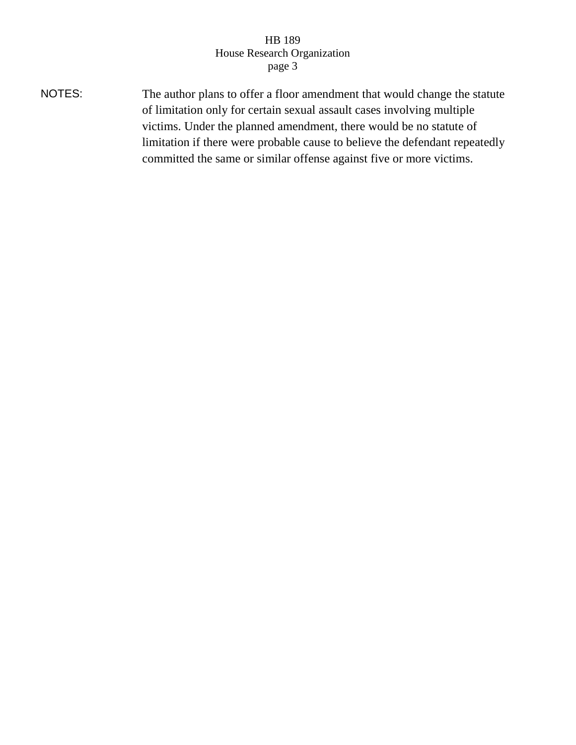NOTES: The author plans to offer a floor amendment that would change the statute of limitation only for certain sexual assault cases involving multiple victims. Under the planned amendment, there would be no statute of limitation if there were probable cause to believe the defendant repeatedly committed the same or similar offense against five or more victims.